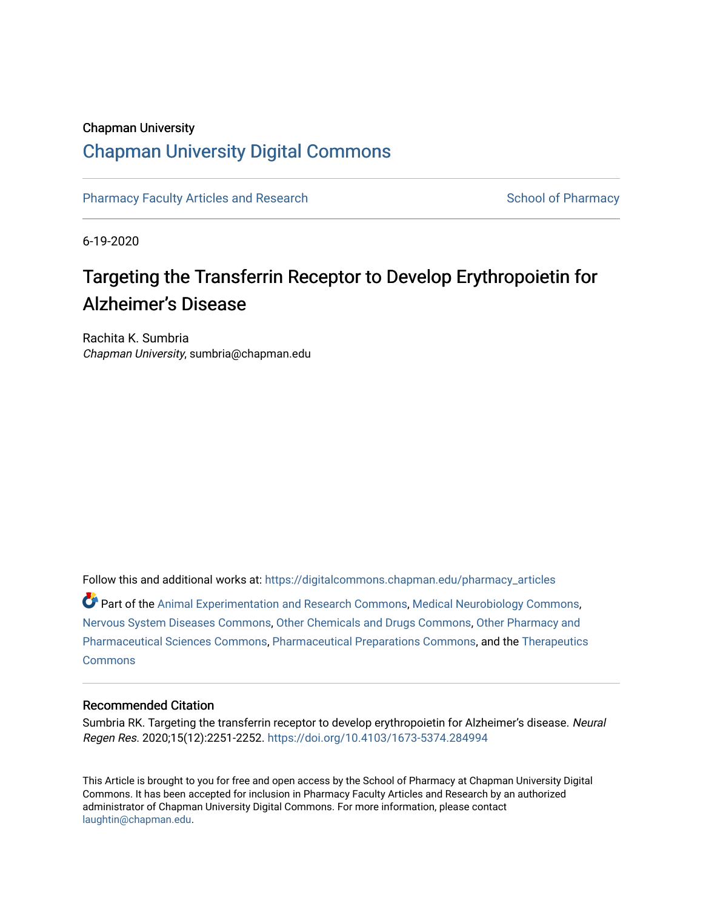Chapman University

## Chapman University Digital Commons

Pharmacy Faculty Articles and Research | School of Pharmacy

6-19-2020

# Targeting the Transferrin Receptor to Develop Erythropoietin for Alzheimer's Disease

Rachita K. Sumbria
*Chapman University*, sumbria@chapman.edu

Follow this and additional works at: https://digitalcommons.chapman.edu/pharmacy_articles

Part of the Animal Experimentation and Research Commons, Medical Neurobiology Commons, Nervous System Diseases Commons, Other Chemicals and Drugs Commons, Other Pharmacy and Pharmaceutical Sciences Commons, Pharmaceutical Preparations Commons, and the Therapeutics Commons

### Recommended Citation

Sumbria RK. Targeting the transferrin receptor to develop erythropoietin for Alzheimer's disease. *Neural Regen Res.* 2020;15(12):2251-2252. https://doi.org/10.4103/1673-5374.284994

This Article is brought to you for free and open access by the School of Pharmacy at Chapman University Digital Commons. It has been accepted for inclusion in Pharmacy Faculty Articles and Research by an authorized administrator of Chapman University Digital Commons. For more information, please contact laughtin@chapman.edu.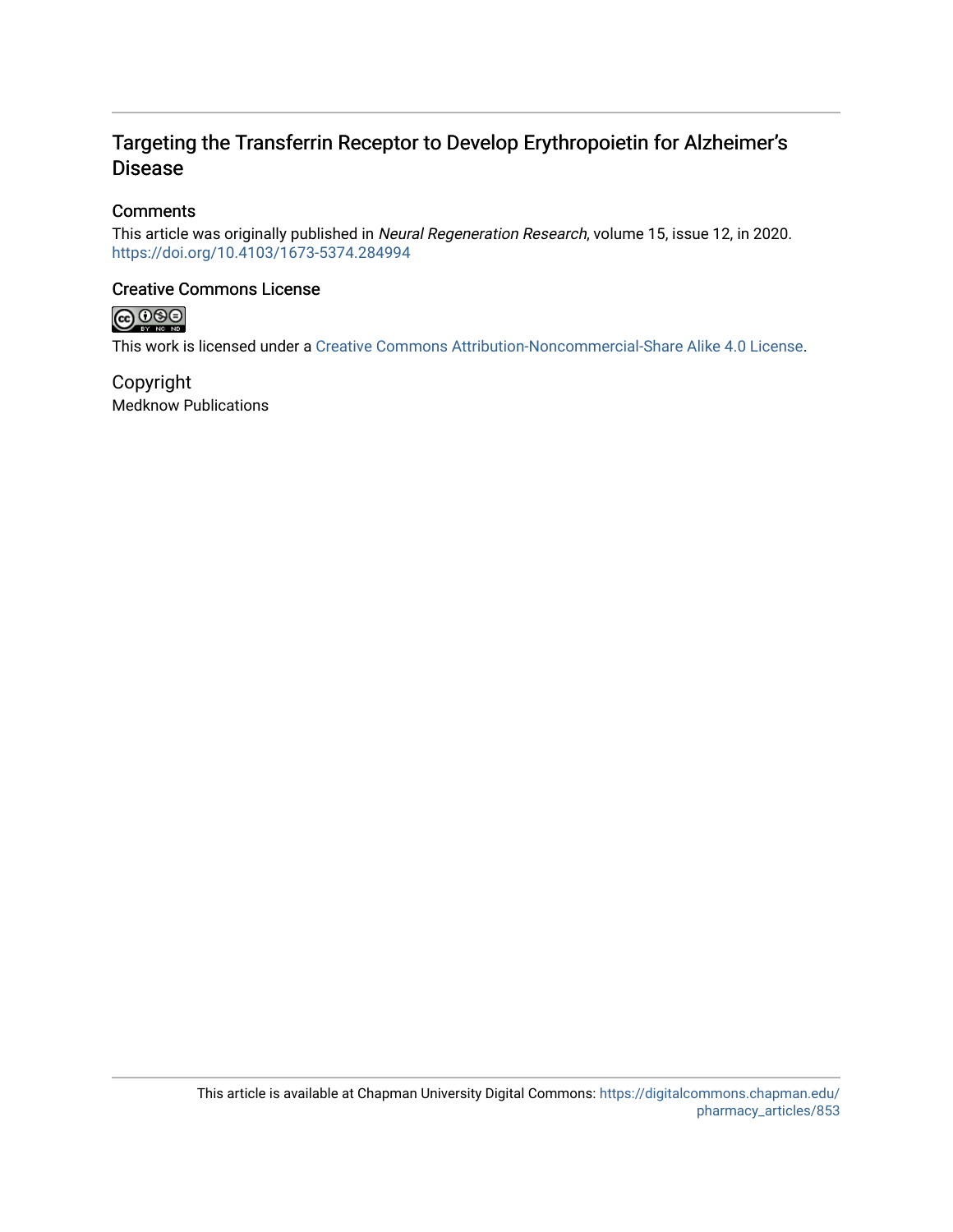# Targeting the Transferrin Receptor to Develop Erythropoietin for Alzheimer's Disease

## Comments

This article was originally published in *Neural Regeneration Research*, volume 15, issue 12, in 2020. https://doi.org/10.4103/1673-5374.284994

## Creative Commons License

This work is licensed under a Creative Commons Attribution-Noncommercial-Share Alike 4.0 License.

## Copyright

Medknow Publications

This article is available at Chapman University Digital Commons: https://digitalcommons.chapman.edu/pharmacy_articles/853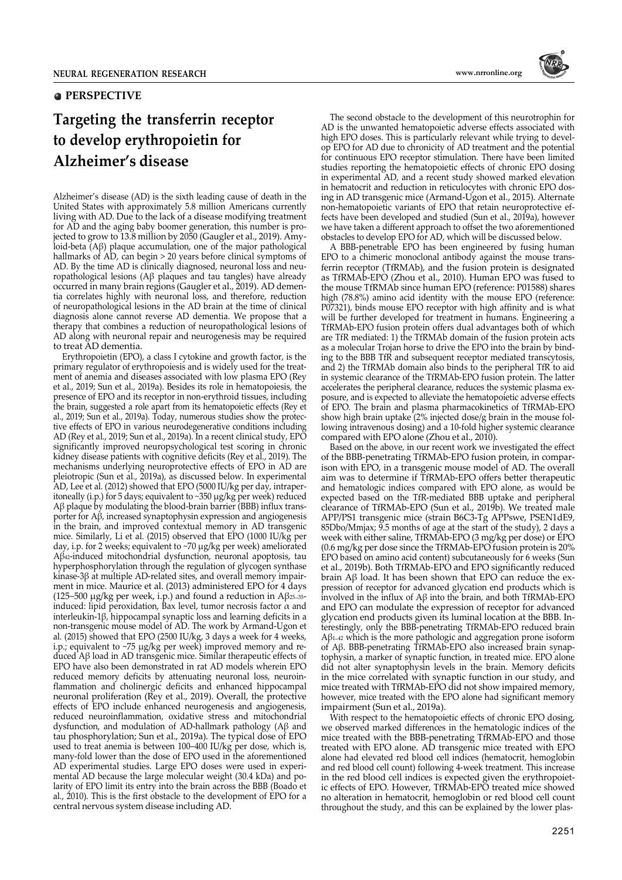## PERSPECTIVE

# Targeting the transferrin receptor to develop erythropoietin for Alzheimer's disease

Alzheimer's disease (AD) is the sixth leading cause of death in the United States with approximately 5.8 million Americans currently living with AD. Due to the lack of a disease modifying treatment for AD and the aging baby boomer generation, this number is projected to grow to 13.8 million by 2050 (Gaugler et al., 2019). Amyloid-beta (Aβ) plaque accumulation, one of the major pathological hallmarks of AD, can begin > 20 years before clinical symptoms of AD. By the time AD is clinically diagnosed, neuronal loss and neuropathological lesions (Aβ plaques and tau tangles) have already occurred in many brain regions (Gaugler et al., 2019). AD dementia correlates highly with neuronal loss, and therefore, reduction of neuropathological lesions in the AD brain at the time of clinical diagnosis alone cannot reverse AD dementia. We propose that a therapy that combines a reduction of neuropathological lesions of AD along with neuronal repair and neurogenesis may be required to treat AD dementia.

Erythropoietin (EPO), a class I cytokine and growth factor, is the primary regulator of erythropoiesis and is widely used for the treatment of anemia and diseases associated with low plasma EPO (Rey et al., 2019; Sun et al., 2019a). Besides its role in hematopoiesis, the presence of EPO and its receptor in non-erythroid tissues, including the brain, suggested a role apart from its hematopoietic effects (Rey et al., 2019; Sun et al., 2019a). Today, numerous studies show the protective effects of EPO in various neurodegenerative conditions including AD (Rey et al., 2019; Sun et al., 2019a). In a recent clinical study, EPO significantly improved neuropsychological test scoring in chronic kidney disease patients with cognitive deficits (Rey et al., 2019). The mechanisms underlying neuroprotective effects of EPO in AD are pleiotropic (Sun et al., 2019a), as discussed below. In experimental AD, Lee et al. (2012) showed that EPO (5000 IU/kg per day, intraperitoneally (i.p.) for 5 days; equivalent to ~350 μg/kg per week) reduced Aβ plaque by modulating the blood-brain barrier (BBB) influx transporter for Aβ, increased synaptophysin expression and angiogenesis in the brain, and improved contextual memory in AD transgenic mice. Similarly, Li et al. (2015) observed that EPO (1000 IU/kg per day, i.p. for 2 weeks; equivalent to ~70 μg/kg per week) ameliorated $A\beta_{42}$-induced mitochondrial dysfunction, neuronal apoptosis, tau hyperphosphorylation through the regulation of glycogen synthase kinase-3β at multiple AD-related sites, and overall memory impairment in mice. Maurice et al. (2013) administered EPO for 4 days (125–500 μg/kg per week, i.p.) and found a reduction in $A\beta_{25-35}$-induced: lipid peroxidation, Bax level, tumor necrosis factor α and interleukin-1β, hippocampal synaptic loss and learning deficits in a non-transgenic mouse model of AD. The work by Armand-Ugon et al. (2015) showed that EPO (2500 IU/kg, 3 days a week for 4 weeks, i.p.; equivalent to ~75 μg/kg per week) improved memory and reduced Aβ load in AD transgenic mice. Similar therapeutic effects of EPO have also been demonstrated in rat AD models wherein EPO reduced memory deficits by attenuating neuronal loss, neuroinflammation and cholinergic deficits and enhanced hippocampal neuronal proliferation (Rey et al., 2019). Overall, the protective effects of EPO include enhanced neurogenesis and angiogenesis, reduced neuroinflammation, oxidative stress and mitochondrial dysfunction, and modulation of AD-hallmark pathology (Aβ and tau phosphorylation; Sun et al., 2019a). The typical dose of EPO used to treat anemia is between 100–400 IU/kg per dose, which is, many-fold lower than the dose of EPO used in the aforementioned AD experimental studies. Large EPO doses were used in experimental AD because the large molecular weight (30.4 kDa) and polarity of EPO limit its entry into the brain across the BBB (Boado et al., 2010). This is the first obstacle to the development of EPO for a central nervous system disease including AD.

The second obstacle to the development of this neurotrophin for AD is the unwanted hematopoietic adverse effects associated with high EPO doses. This is particularly relevant while trying to develop EPO for AD due to chronicity of AD treatment and the potential for continuous EPO receptor stimulation. There have been limited studies reporting the hematopoietic effects of chronic EPO dosing in experimental AD, and a recent study showed marked elevation in hematocrit and reduction in reticulocytes with chronic EPO dosing in AD transgenic mice (Armand-Ugon et al., 2015). Alternate non-hematopoietic variants of EPO that retain neuroprotective effects have been developed and studied (Sun et al., 2019a), however we have taken a different approach to offset the two aforementioned obstacles to develop EPO for AD, which will be discussed below.

A BBB-penetrable EPO has been engineered by fusing human EPO to a chimeric monoclonal antibody against the mouse transferrin receptor (TfRMAb), and the fusion protein is designated as TfRMAb-EPO (Zhou et al., 2010). Human EPO was fused to the mouse TfRMAb since human EPO (reference: P01588) shares high (78.8%) amino acid identity with the mouse EPO (reference: P07321), binds mouse EPO receptor with high affinity and is what will be further developed for treatment in humans. Engineering a TfRMAb-EPO fusion protein offers dual advantages both of which are TfR mediated: 1) the TfRMAb domain of the fusion protein acts as a molecular Trojan horse to drive the EPO into the brain by binding to the BBB TfR and subsequent receptor mediated transcytosis, and 2) the TfRMAb domain also binds to the peripheral TfR to aid in systemic clearance of the TfRMAb-EPO fusion protein. The latter accelerates the peripheral clearance, reduces the systemic plasma exposure, and is expected to alleviate the hematopoietic adverse effects of EPO. The brain and plasma pharmacokinetics of TfRMAb-EPO show high brain uptake (2% injected dose/g brain in the mouse following intravenous dosing) and a 10-fold higher systemic clearance compared with EPO alone (Zhou et al., 2010).

Based on the above, in our recent work we investigated the effect of the BBB-penetrating TfRMAb-EPO fusion protein, in comparison with EPO, in a transgenic mouse model of AD. The overall aim was to determine if TfRMAb-EPO offers better therapeutic and hematologic indices compared with EPO alone, as would be expected based on the TfR-mediated BBB uptake and peripheral clearance of TfRMAb-EPO (Sun et al., 2019b). We treated male APP/PS1 transgenic mice (strain B6C3-Tg APPswe, PSEN1dE9, 85Dbo/Mmjax; 9.5 months of age at the start of the study), 2 days a week with either saline, TfRMAb-EPO (3 mg/kg per dose) or EPO (0.6 mg/kg per dose since the TfRMAb-EPO fusion protein is 20% EPO based on amino acid content) subcutaneously for 6 weeks (Sun et al., 2019b). Both TfRMAb-EPO and EPO significantly reduced brain Aβ load. It has been shown that EPO can reduce the expression of receptor for advanced glycation end products which is involved in the influx of Aβ into the brain, and both TfRMAb-EPO and EPO can modulate the expression of receptor for advanced glycation end products given its luminal location at the BBB. Interestingly, only the BBB-penetrating TfRMAb-EPO reduced brain $A\beta_{1-42}$ which is the more pathologic and aggregation prone isoform of Aβ. BBB-penetrating TfRMAb-EPO also increased brain synaptophysin, a marker of synaptic function, in treated mice. EPO alone did not alter synaptophysin levels in the brain. Memory deficits in the mice correlated with synaptic function in our study, and mice treated with TfRMAb-EPO did not show impaired memory, however, mice treated with the EPO alone had significant memory impairment (Sun et al., 2019a).

With respect to the hematopoietic effects of chronic EPO dosing, we observed marked differences in the hematologic indices of the mice treated with the BBB-penetrating TfRMAb-EPO and those treated with EPO alone. AD transgenic mice treated with EPO alone had elevated red blood cell indices (hematocrit, hemoglobin and red blood cell count) following 4-week treatment. This increase in the red blood cell indices is expected given the erythropoietic effects of EPO. However, TfRMAb-EPO treated mice showed no alteration in hematocrit, hemoglobin or red blood cell count throughout the study, and this can be explained by the lower plas-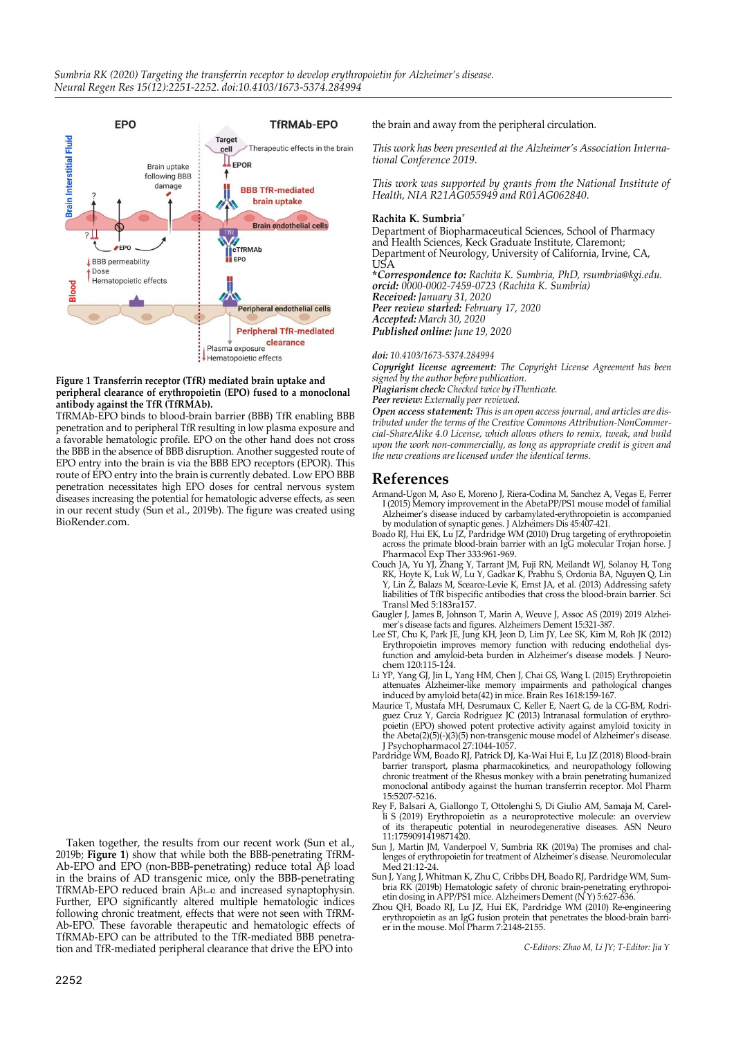EPO

TfRMAb-EPO

Brain Interstitial Fluid

Target cell

Therapeutic effects in the brain

EPOR

Brain uptake following BBB damage

BBB TfR-mediated brain uptake

?

Brain endothelial cells

TfR

?

EPO

cTfRMAb

EPO

↓BBB permeability

↑Dose

Hematopoietic effects

Blood

Peripheral endothelial cells

Peripheral TfR-mediated clearance

Plasma exposure

↓Hematopoietic effects

**Figure 1 Transferrin receptor (TfR) mediated brain uptake and peripheral clearance of erythropoietin (EPO) fused to a monoclonal antibody against the TfR (TfRMAb).**

TfRMAb-EPO binds to blood-brain barrier (BBB) TfR enabling BBB penetration and to peripheral TfR resulting in low plasma exposure and a favorable hematologic profile. EPO on the other hand does not cross the BBB in the absence of BBB disruption. Another suggested route of EPO entry into the brain is via the BBB EPO receptors (EPOR). This route of EPO entry into the brain is currently debated. Low EPO BBB penetration necessitates high EPO doses for central nervous system diseases increasing the potential for hematologic adverse effects, as seen in our recent study (Sun et al., 2019b). The figure was created using BioRender.com.

Taken together, the results from our recent work (Sun et al., 2019b; **Figure 1**) show that while both the BBB-penetrating TfRMAb-EPO and EPO (non-BBB-penetrating) reduce total Aβ load in the brains of AD transgenic mice, only the BBB-penetrating TfRMAb-EPO reduced brain $A\beta_{1-42}$ and increased synaptophysin. Further, EPO significantly altered multiple hematologic indices following chronic treatment, effects that were not seen with TfRMAb-EPO. These favorable therapeutic and hematologic effects of TfRMAb-EPO can be attributed to the TfR-mediated BBB penetration and TfR-mediated peripheral clearance that drive the EPO into the brain and away from the peripheral circulation.

*This work has been presented at the Alzheimer's Association International Conference 2019.*

*This work was supported by grants from the National Institute of Health, NIA R21AG055949 and R01AG062840.*

**Rachita K. Sumbria***

Department of Biopharmaceutical Sciences, School of Pharmacy and Health Sciences, Keck Graduate Institute, Claremont; Department of Neurology, University of California, Irvine, CA, USA

***Correspondence to:** *Rachita K. Sumbria, PhD, rsumbria@kgi.edu.*
***orcid:*** *0000-0002-7459-0723 (Rachita K. Sumbria)*
***Received:*** *January 31, 2020*
***Peer review started:*** *February 17, 2020*
***Accepted:*** *March 30, 2020*
***Published online:*** *June 19, 2020*

*doi: 10.4103/1673-5374.284994*
***Copyright license agreement:*** *The Copyright License Agreement has been signed by the author before publication.*
***Plagiarism check:*** *Checked twice by iThenticate.*
***Peer review:*** *Externally peer reviewed.*
***Open access statement:*** *This is an open access journal, and articles are distributed under the terms of the Creative Commons Attribution-NonCommercial-ShareAlike 4.0 License, which allows others to remix, tweak, and build upon the work non-commercially, as long as appropriate credit is given and the new creations are licensed under the identical terms.*

## References

Armand-Ugon M, Aso E, Moreno J, Riera-Codina M, Sanchez A, Vegas E, Ferrer I (2015) Memory improvement in the AbetaPP/PS1 mouse model of familial Alzheimer's disease induced by carbamylated-erythropoietin is accompanied by modulation of synaptic genes. J Alzheimers Dis 45:407-421.

Boado RJ, Hui EK, Lu JZ, Pardridge WM (2010) Drug targeting of erythropoietin across the primate blood-brain barrier with an IgG molecular Trojan horse. J Pharmacol Exp Ther 333:961-969.

Couch JA, Yu YJ, Zhang Y, Tarrant JM, Fuji RN, Meilandt WJ, Solanoy H, Tong RK, Hoyte K, Luk W, Lu Y, Gadkar K, Prabhu S, Ordonia BA, Nguyen Q, Lin Y, Lin Z, Balazs M, Scearce-Levie K, Ernst JA, et al. (2013) Addressing safety liabilities of TfR bispecific antibodies that cross the blood-brain barrier. Sci Transl Med 5:183ra157.

Gaugler J, James B, Johnson T, Marin A, Weuve J, Assoc AS (2019) 2019 Alzheimer's disease facts and figures. Alzheimers Dement 15:321-387.

Lee ST, Chu K, Park JE, Jung KH, Jeon D, Lim JY, Lee SK, Kim M, Roh JK (2012) Erythropoietin improves memory function with reducing endothelial dysfunction and amyloid-beta burden in Alzheimer's disease models. J Neurochem 120:115-124.

Li YP, Yang GJ, Jin L, Yang HM, Chen J, Chai GS, Wang L (2015) Erythropoietin attenuates Alzheimer-like memory impairments and pathological changes induced by amyloid beta(42) in mice. Brain Res 1618:159-167.

Maurice T, Mustafa MH, Desrumaux C, Keller E, Naert G, de la CG-BM, Rodriguez Cruz Y, Garcia Rodriguez JC (2013) Intranasal formulation of erythropoietin (EPO) showed potent protective activity against amyloid toxicity in the Abeta(2)(5)(-)(3)(5) non-transgenic mouse model of Alzheimer's disease. J Psychopharmacol 27:1044-1057.

Pardridge WM, Boado RJ, Patrick DJ, Ka-Wai Hui E, Lu JZ (2018) Blood-brain barrier transport, plasma pharmacokinetics, and neuropathology following chronic treatment of the Rhesus monkey with a brain penetrating humanized monoclonal antibody against the human transferrin receptor. Mol Pharm 15:5207-5216.

Rey F, Balsari A, Giallongo T, Ottolenghi S, Di Giulio AM, Samaja M, Carelli S (2019) Erythropoietin as a neuroprotective molecule: an overview of its therapeutic potential in neurodegenerative diseases. ASN Neuro 11:1759091419871420.

Sun J, Martin JM, Vanderpoel V, Sumbria RK (2019a) The promises and challenges of erythropoietin for treatment of Alzheimer's disease. Neuromolecular Med 21:12-24.

Sun J, Yang J, Whitman K, Zhu C, Cribbs DH, Boado RJ, Pardridge WM, Sumbria RK (2019b) Hematologic safety of chronic brain-penetrating erythropoietin dosing in APP/PS1 mice. Alzheimers Dement (N Y) 5:627-636.

Zhou QH, Boado RJ, Lu JZ, Hui EK, Pardridge WM (2010) Re-engineering erythropoietin as an IgG fusion protein that penetrates the blood-brain barrier in the mouse. Mol Pharm 7:2148-2155.

*C-Editors: Zhao M, Li JY; T-Editor: Jia Y*